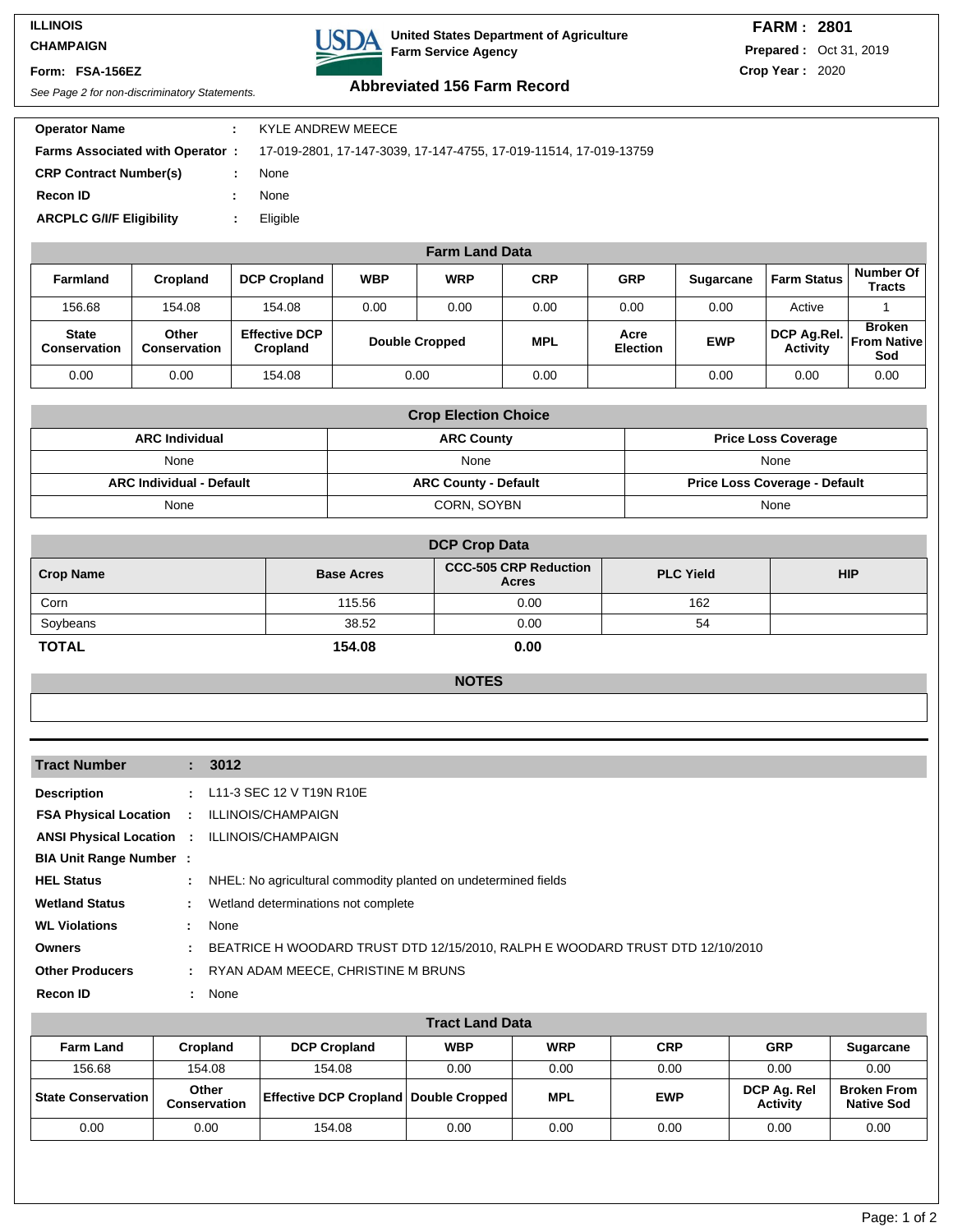ILLINOIS

CHAMPAIGN

**Form: FSA-156EZ**

*See Page 2 for non-discriminatory Statements.*

**United States Department of Agriculture**
**Farm Service Agency**

## Abbreviated 156 Farm Record

**FARM : 2801**
**Prepared :** Oct 31, 2019
**Crop Year :** 2020

| | | |
|---|---|---|
| **Operator Name** | : | KYLE ANDREW MEECE |
| **Farms Associated with Operator** | : | 17-019-2801, 17-147-3039, 17-147-4755, 17-019-11514, 17-019-13759 |
| **CRP Contract Number(s)** | : | None |
| **Recon ID** | : | None |
| **ARCPLC G/I/F Eligibility** | : | Eligible |

### Farm Land Data

| Farmland | Cropland | DCP Cropland | WBP | WRP | CRP | GRP | Sugarcane | Farm Status | Number Of Tracts |
|---|---|---|---|---|---|---|---|---|---|
| 156.68 | 154.08 | 154.08 | 0.00 | 0.00 | 0.00 | 0.00 | 0.00 | Active | 1 |
| **State Conservation** | **Other Conservation** | **Effective DCP Cropland** | **Double Cropped** | | **MPL** | **Acre Election** | **EWP** | **DCP Ag.Rel. Activity** | **Broken From Native Sod** |
| 0.00 | 0.00 | 154.08 | 0.00 | | 0.00 | | 0.00 | 0.00 | 0.00 |

### Crop Election Choice

| ARC Individual | ARC County | Price Loss Coverage |
|---|---|---|
| None | None | None |
| **ARC Individual - Default** | **ARC County - Default** | **Price Loss Coverage - Default** |
| None | CORN, SOYBN | None |

### DCP Crop Data

| Crop Name | Base Acres | CCC-505 CRP Reduction Acres | PLC Yield | HIP |
|---|---|---|---|---|
| Corn | 115.56 | 0.00 | 162 | |
| Soybeans | 38.52 | 0.00 | 54 | |
| **TOTAL** | **154.08** | **0.00** | | |

### NOTES

---

| | | |
|---|---|---|
| **Tract Number** | : | **3012** |
| **Description** | : | L11-3 SEC 12 V T19N R10E |
| **FSA Physical Location** | : | ILLINOIS/CHAMPAIGN |
| **ANSI Physical Location** | : | ILLINOIS/CHAMPAIGN |
| **BIA Unit Range Number** | : | |
| **HEL Status** | : | NHEL: No agricultural commodity planted on undetermined fields |
| **Wetland Status** | : | Wetland determinations not complete |
| **WL Violations** | : | None |
| **Owners** | : | BEATRICE H WOODARD TRUST DTD 12/15/2010, RALPH E WOODARD TRUST DTD 12/10/2010 |
| **Other Producers** | : | RYAN ADAM MEECE, CHRISTINE M BRUNS |
| **Recon ID** | : | None |

### Tract Land Data

| Farm Land | Cropland | DCP Cropland | WBP | WRP | CRP | GRP | Sugarcane |
|---|---|---|---|---|---|---|---|
| 156.68 | 154.08 | 154.08 | 0.00 | 0.00 | 0.00 | 0.00 | 0.00 |
| **State Conservation** | **Other Conservation** | **Effective DCP Cropland** | **Double Cropped** | **MPL** | **EWP** | **DCP Ag. Rel Activity** | **Broken From Native Sod** |
| 0.00 | 0.00 | 154.08 | 0.00 | 0.00 | 0.00 | 0.00 | 0.00 |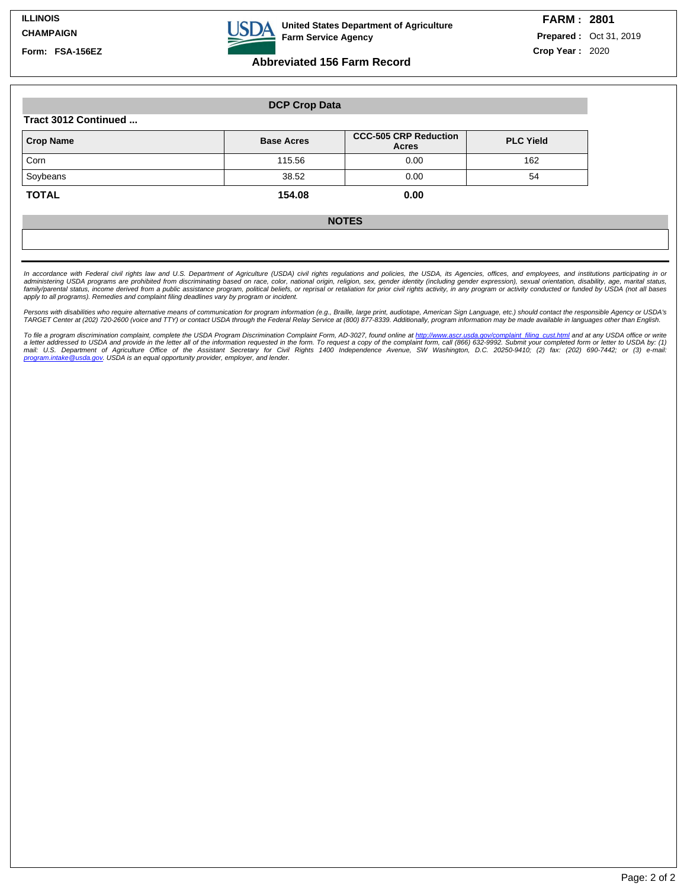ILLINOIS

CHAMPAIGN

Form: FSA-156EZ

United States Department of Agriculture
Farm Service Agency

**FARM : 2801**

**Prepared :** Oct 31, 2019

**Crop Year :** 2020

## Abbreviated 156 Farm Record

### DCP Crop Data

**Tract 3012 Continued ...**

| Crop Name | Base Acres | CCC-505 CRP Reduction Acres | PLC Yield |
|---|---|---|---|
| Corn | 115.56 | 0.00 | 162 |
| Soybeans | 38.52 | 0.00 | 54 |
| **TOTAL** | **154.08** | **0.00** | |

### NOTES

*In accordance with Federal civil rights law and U.S. Department of Agriculture (USDA) civil rights regulations and policies, the USDA, its Agencies, offices, and employees, and institutions participating in or administering USDA programs are prohibited from discriminating based on race, color, national origin, religion, sex, gender identity (including gender expression), sexual orientation, disability, age, marital status, family/parental status, income derived from a public assistance program, political beliefs, or reprisal or retaliation for prior civil rights activity, in any program or activity conducted or funded by USDA (not all bases apply to all programs). Remedies and complaint filing deadlines vary by program or incident.*

*Persons with disabilities who require alternative means of communication for program information (e.g., Braille, large print, audiotape, American Sign Language, etc.) should contact the responsible Agency or USDA's TARGET Center at (202) 720-2600 (voice and TTY) or contact USDA through the Federal Relay Service at (800) 877-8339. Additionally, program information may be made available in languages other than English.*

*To file a program discrimination complaint, complete the USDA Program Discrimination Complaint Form, AD-3027, found online at http://www.ascr.usda.gov/complaint_filing_cust.html and at any USDA office or write a letter addressed to USDA and provide in the letter all of the information requested in the form. To request a copy of the complaint form, call (866) 632-9992. Submit your completed form or letter to USDA by: (1) mail: U.S. Department of Agriculture Office of the Assistant Secretary for Civil Rights 1400 Independence Avenue, SW Washington, D.C. 20250-9410; (2) fax: (202) 690-7442; or (3) e-mail: program.intake@usda.gov. USDA is an equal opportunity provider, employer, and lender.*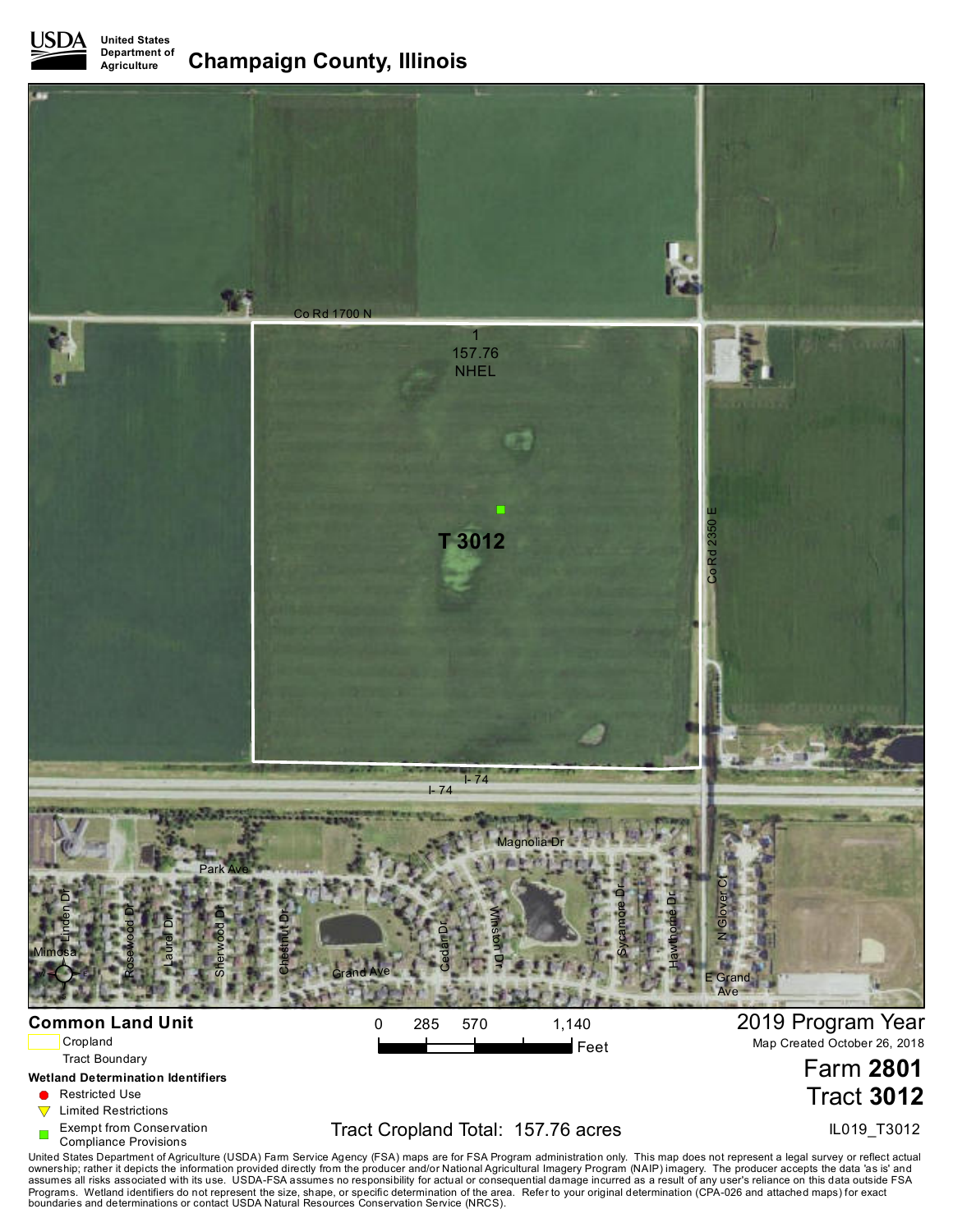**USDA** United States Department of Agriculture

# Champaign County, Illinois

Co Rd 1700 N

1
157.76
NHEL

T 3012

Co Rd 2350 E

I- 74

I- 74

Magnolia Dr

Park Ave

Linden Dr

Rosewood Dr

Laurel Dr

Sherwood Dr

Chestnut Dr

Cedar Dr

Winston Dr

Sycamore Dr

Hawthorne Dr

N Glover Ct

Mimosa

Grand Ave

E Grand Ave

**Common Land Unit**

Cropland

Tract Boundary

**Wetland Determination Identifiers**

- Restricted Use
- Limited Restrictions
- Exempt from Conservation Compliance Provisions

0 285 570 1,140 Feet

Tract Cropland Total: 157.76 acres

2019 Program Year

Map Created October 26, 2018

Farm **2801**

Tract **3012**

IL019_T3012

United States Department of Agriculture (USDA) Farm Service Agency (FSA) maps are for FSA Program administration only. This map does not represent a legal survey or reflect actual ownership; rather it depicts the information provided directly from the producer and/or National Agricultural Imagery Program (NAIP) imagery. The producer accepts the data 'as is' and assumes all risks associated with its use. USDA-FSA assumes no responsibility for actual or consequential damage incurred as a result of any user's reliance on this data outside FSA Programs. Wetland identifiers do not represent the size, shape, or specific determination of the area. Refer to your original determination (CPA-026 and attached maps) for exact boundaries and determinations or contact USDA Natural Resources Conservation Service (NRCS).